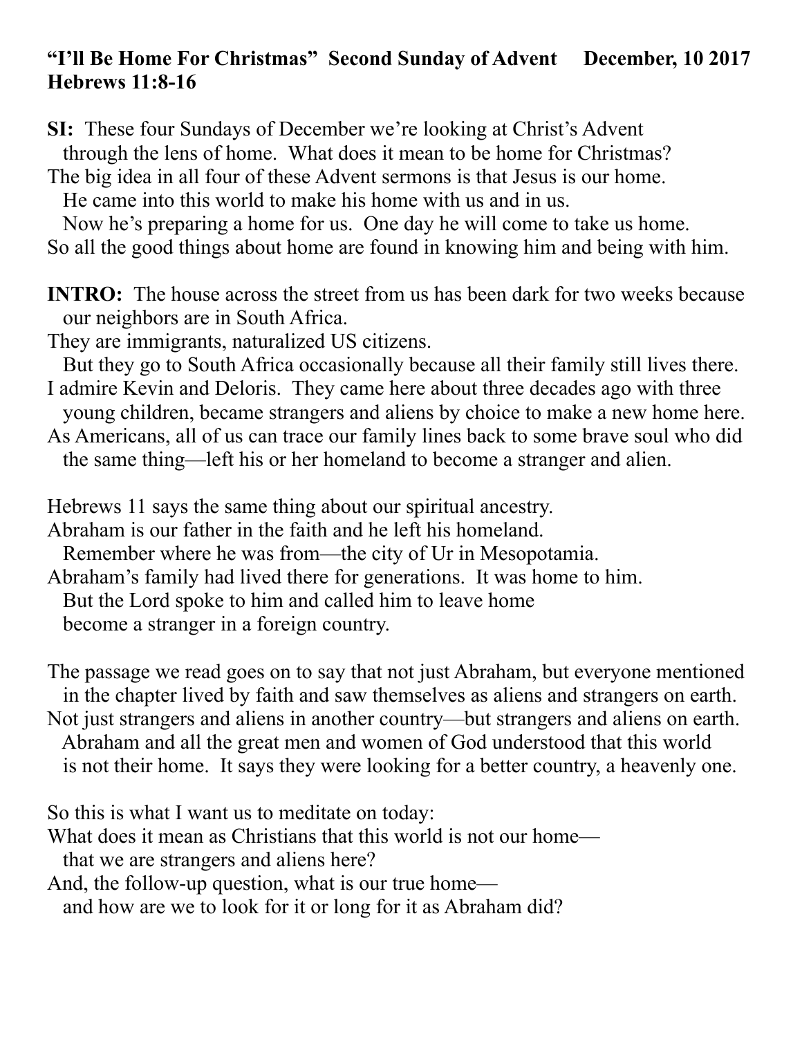**"I'll Be Home For Christmas" Second Sunday of Advent December, 10 2017**
**Hebrews 11:8-16**

**SI:** These four Sundays of December we're looking at Christ's Advent through the lens of home. What does it mean to be home for Christmas?
The big idea in all four of these Advent sermons is that Jesus is our home.
He came into this world to make his home with us and in us.
Now he's preparing a home for us. One day he will come to take us home.
So all the good things about home are found in knowing him and being with him.

**INTRO:** The house across the street from us has been dark for two weeks because our neighbors are in South Africa.
They are immigrants, naturalized US citizens.
But they go to South Africa occasionally because all their family still lives there.
I admire Kevin and Deloris. They came here about three decades ago with three young children, became strangers and aliens by choice to make a new home here.
As Americans, all of us can trace our family lines back to some brave soul who did the same thing—left his or her homeland to become a stranger and alien.

Hebrews 11 says the same thing about our spiritual ancestry.
Abraham is our father in the faith and he left his homeland.
Remember where he was from—the city of Ur in Mesopotamia.
Abraham's family had lived there for generations. It was home to him.
But the Lord spoke to him and called him to leave home
become a stranger in a foreign country.

The passage we read goes on to say that not just Abraham, but everyone mentioned in the chapter lived by faith and saw themselves as aliens and strangers on earth.
Not just strangers and aliens in another country—but strangers and aliens on earth.
Abraham and all the great men and women of God understood that this world is not their home. It says they were looking for a better country, a heavenly one.

So this is what I want us to meditate on today:
What does it mean as Christians that this world is not our home—
that we are strangers and aliens here?
And, the follow-up question, what is our true home—
and how are we to look for it or long for it as Abraham did?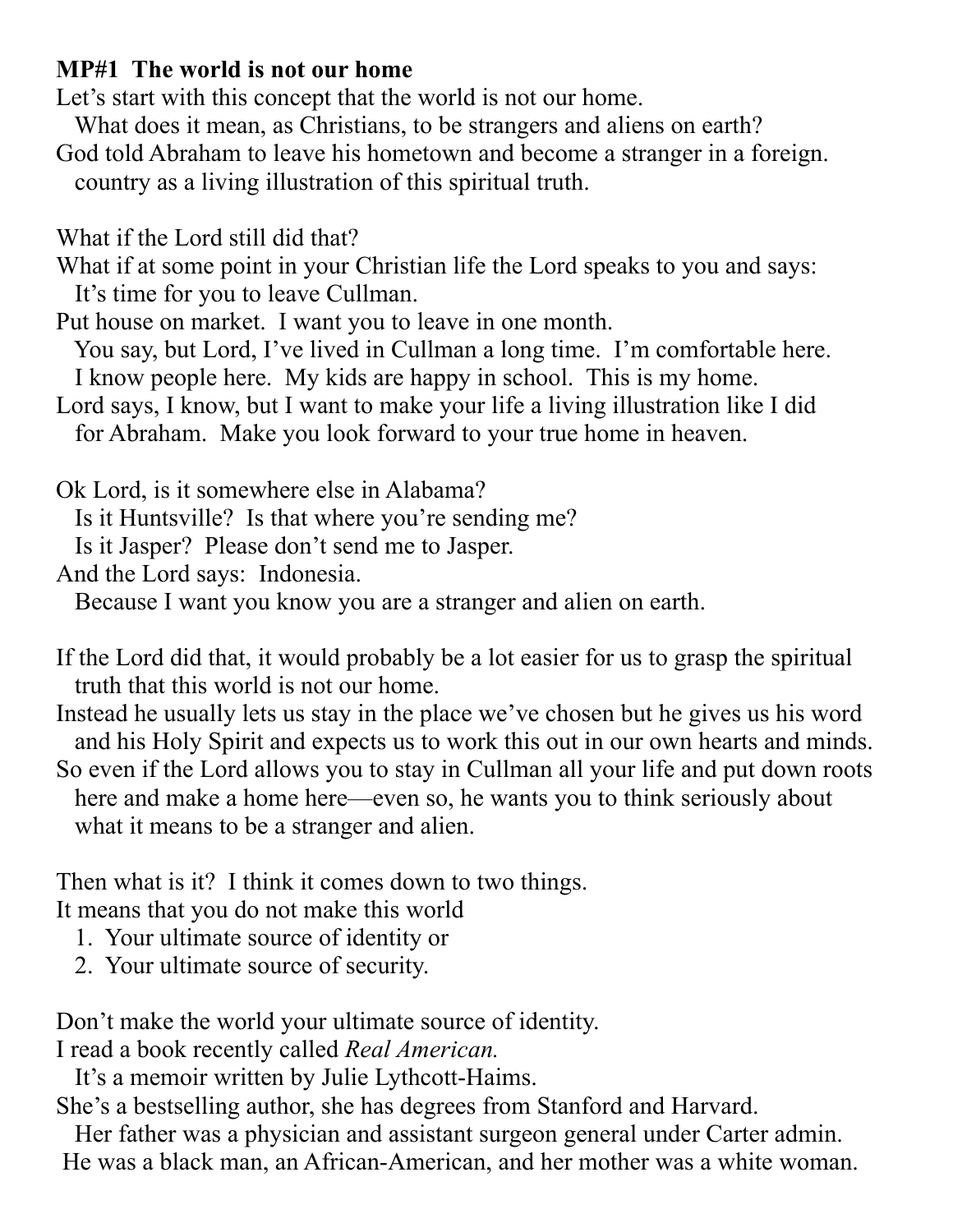**MP#1 The world is not our home**

Let's start with this concept that the world is not our home.
What does it mean, as Christians, to be strangers and aliens on earth?
God told Abraham to leave his hometown and become a stranger in a foreign. country as a living illustration of this spiritual truth.

What if the Lord still did that?
What if at some point in your Christian life the Lord speaks to you and says: It's time for you to leave Cullman.
Put house on market. I want you to leave in one month.
You say, but Lord, I've lived in Cullman a long time. I'm comfortable here. I know people here. My kids are happy in school. This is my home.
Lord says, I know, but I want to make your life a living illustration like I did for Abraham. Make you look forward to your true home in heaven.

Ok Lord, is it somewhere else in Alabama?
Is it Huntsville? Is that where you're sending me?
Is it Jasper? Please don't send me to Jasper.
And the Lord says: Indonesia.
Because I want you know you are a stranger and alien on earth.

If the Lord did that, it would probably be a lot easier for us to grasp the spiritual truth that this world is not our home.
Instead he usually lets us stay in the place we've chosen but he gives us his word and his Holy Spirit and expects us to work this out in our own hearts and minds.
So even if the Lord allows you to stay in Cullman all your life and put down roots here and make a home here—even so, he wants you to think seriously about what it means to be a stranger and alien.

Then what is it? I think it comes down to two things.
It means that you do not make this world

1. Your ultimate source of identity or
2. Your ultimate source of security.

Don't make the world your ultimate source of identity.
I read a book recently called *Real American.*
It's a memoir written by Julie Lythcott-Haims.
She's a bestselling author, she has degrees from Stanford and Harvard.
Her father was a physician and assistant surgeon general under Carter admin.
He was a black man, an African-American, and her mother was a white woman.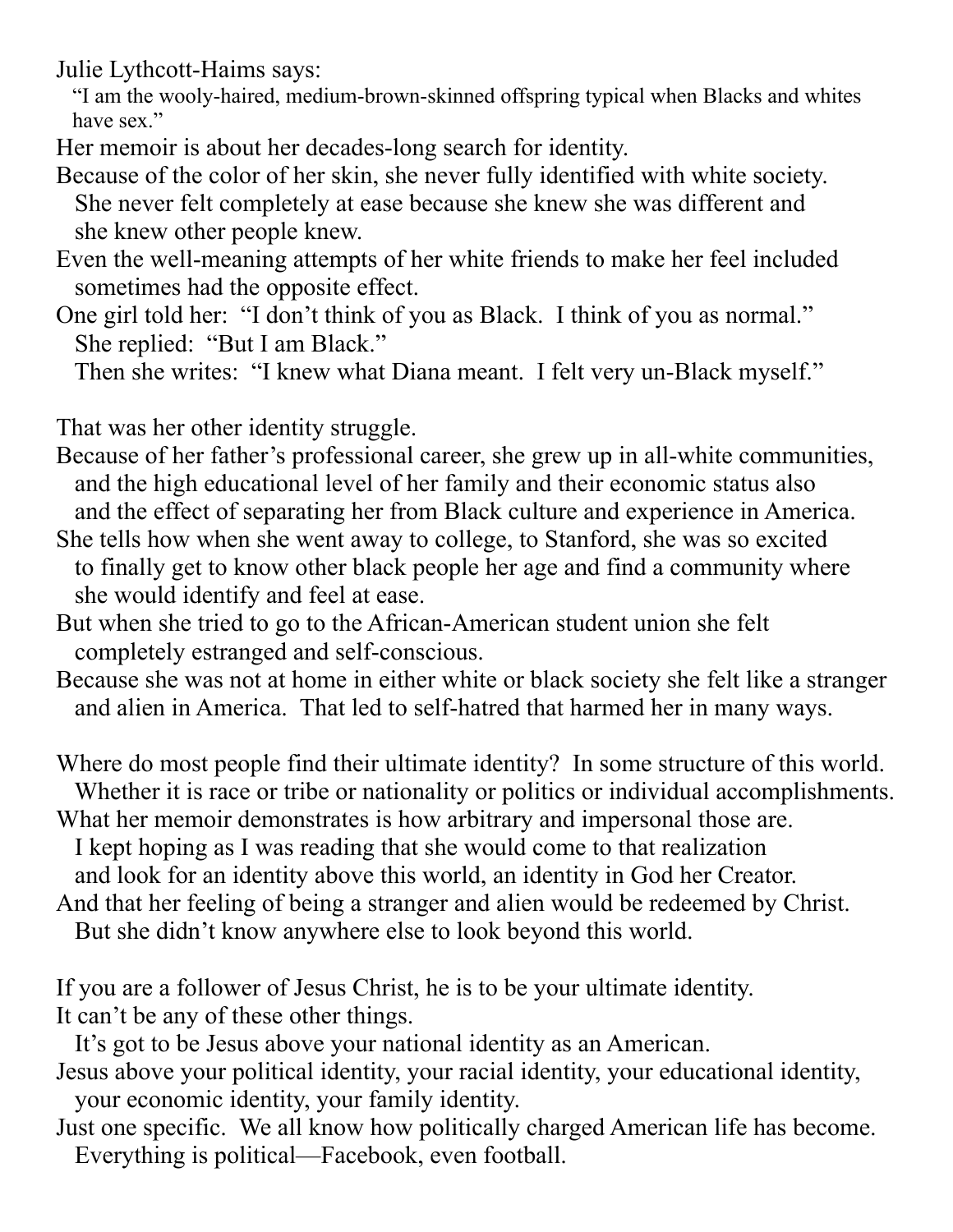Julie Lythcott-Haims says:

"I am the wooly-haired, medium-brown-skinned offspring typical when Blacks and whites have sex."

Her memoir is about her decades-long search for identity.
Because of the color of her skin, she never fully identified with white society.
She never felt completely at ease because she knew she was different and she knew other people knew.
Even the well-meaning attempts of her white friends to make her feel included sometimes had the opposite effect.
One girl told her: "I don't think of you as Black. I think of you as normal."
She replied: "But I am Black."
Then she writes: "I knew what Diana meant. I felt very un-Black myself."

That was her other identity struggle.
Because of her father's professional career, she grew up in all-white communities, and the high educational level of her family and their economic status also and the effect of separating her from Black culture and experience in America.
She tells how when she went away to college, to Stanford, she was so excited to finally get to know other black people her age and find a community where she would identify and feel at ease.
But when she tried to go to the African-American student union she felt completely estranged and self-conscious.
Because she was not at home in either white or black society she felt like a stranger and alien in America. That led to self-hatred that harmed her in many ways.

Where do most people find their ultimate identity? In some structure of this world.
Whether it is race or tribe or nationality or politics or individual accomplishments.
What her memoir demonstrates is how arbitrary and impersonal those are.
I kept hoping as I was reading that she would come to that realization and look for an identity above this world, an identity in God her Creator.
And that her feeling of being a stranger and alien would be redeemed by Christ.
But she didn't know anywhere else to look beyond this world.

If you are a follower of Jesus Christ, he is to be your ultimate identity.
It can't be any of these other things.
It's got to be Jesus above your national identity as an American.
Jesus above your political identity, your racial identity, your educational identity, your economic identity, your family identity.
Just one specific. We all know how politically charged American life has become.
Everything is political—Facebook, even football.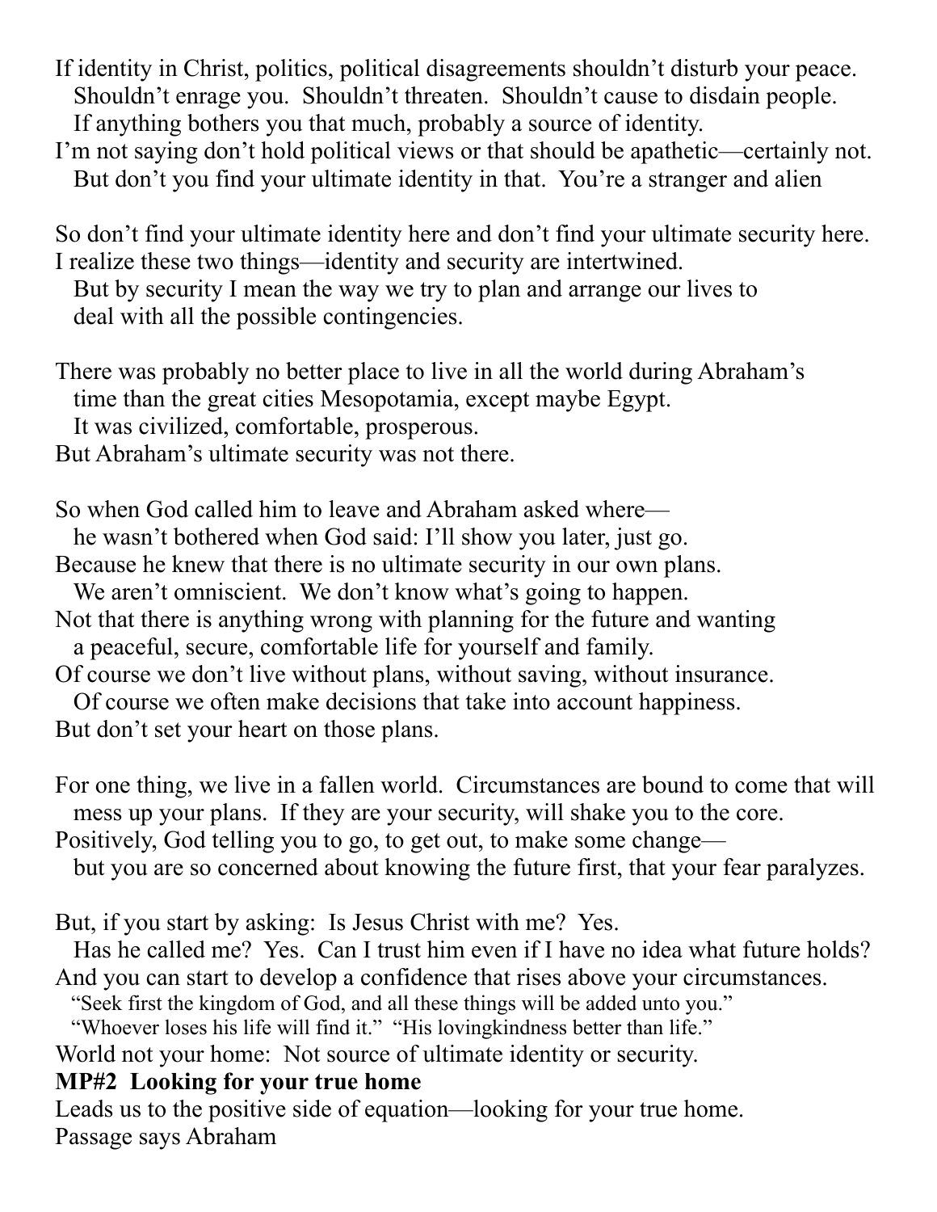If identity in Christ, politics, political disagreements shouldn't disturb your peace.
Shouldn't enrage you. Shouldn't threaten. Shouldn't cause to disdain people.
If anything bothers you that much, probably a source of identity.
I'm not saying don't hold political views or that should be apathetic—certainly not.
But don't you find your ultimate identity in that. You're a stranger and alien

So don't find your ultimate identity here and don't find your ultimate security here.
I realize these two things—identity and security are intertwined.
But by security I mean the way we try to plan and arrange our lives to
deal with all the possible contingencies.

There was probably no better place to live in all the world during Abraham's
time than the great cities Mesopotamia, except maybe Egypt.
It was civilized, comfortable, prosperous.
But Abraham's ultimate security was not there.

So when God called him to leave and Abraham asked where—
he wasn't bothered when God said: I'll show you later, just go.
Because he knew that there is no ultimate security in our own plans.
We aren't omniscient. We don't know what's going to happen.
Not that there is anything wrong with planning for the future and wanting
a peaceful, secure, comfortable life for yourself and family.
Of course we don't live without plans, without saving, without insurance.
Of course we often make decisions that take into account happiness.
But don't set your heart on those plans.

For one thing, we live in a fallen world. Circumstances are bound to come that will
mess up your plans. If they are your security, will shake you to the core.
Positively, God telling you to go, to get out, to make some change—
but you are so concerned about knowing the future first, that your fear paralyzes.

But, if you start by asking: Is Jesus Christ with me? Yes.
Has he called me? Yes. Can I trust him even if I have no idea what future holds?
And you can start to develop a confidence that rises above your circumstances.
"Seek first the kingdom of God, and all these things will be added unto you."
"Whoever loses his life will find it." "His lovingkindness better than life."
World not your home: Not source of ultimate identity or security.

**MP#2 Looking for your true home**

Leads us to the positive side of equation—looking for your true home.
Passage says Abraham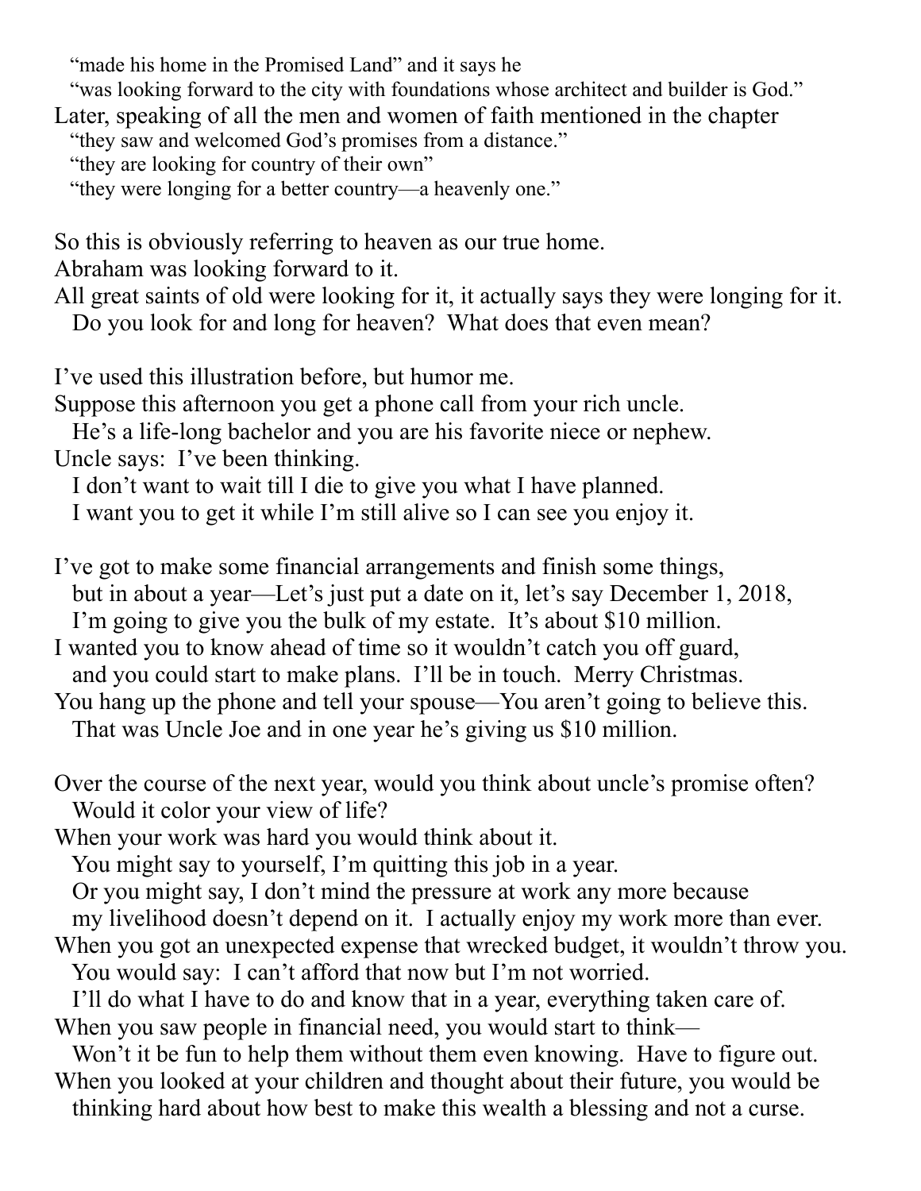"made his home in the Promised Land" and it says he
"was looking forward to the city with foundations whose architect and builder is God."

Later, speaking of all the men and women of faith mentioned in the chapter
"they saw and welcomed God's promises from a distance."
"they are looking for country of their own"
"they were longing for a better country—a heavenly one."

So this is obviously referring to heaven as our true home.
Abraham was looking forward to it.
All great saints of old were looking for it, it actually says they were longing for it.
Do you look for and long for heaven? What does that even mean?

I've used this illustration before, but humor me.
Suppose this afternoon you get a phone call from your rich uncle.
He's a life-long bachelor and you are his favorite niece or nephew.
Uncle says: I've been thinking.
I don't want to wait till I die to give you what I have planned.
I want you to get it while I'm still alive so I can see you enjoy it.

I've got to make some financial arrangements and finish some things,
but in about a year—Let's just put a date on it, let's say December 1, 2018,
I'm going to give you the bulk of my estate. It's about $10 million.
I wanted you to know ahead of time so it wouldn't catch you off guard,
and you could start to make plans. I'll be in touch. Merry Christmas.
You hang up the phone and tell your spouse—You aren't going to believe this.
That was Uncle Joe and in one year he's giving us $10 million.

Over the course of the next year, would you think about uncle's promise often?
Would it color your view of life?
When your work was hard you would think about it.
You might say to yourself, I'm quitting this job in a year.
Or you might say, I don't mind the pressure at work any more because
my livelihood doesn't depend on it. I actually enjoy my work more than ever.
When you got an unexpected expense that wrecked budget, it wouldn't throw you.
You would say: I can't afford that now but I'm not worried.
I'll do what I have to do and know that in a year, everything taken care of.
When you saw people in financial need, you would start to think—
Won't it be fun to help them without them even knowing. Have to figure out.
When you looked at your children and thought about their future, you would be
thinking hard about how best to make this wealth a blessing and not a curse.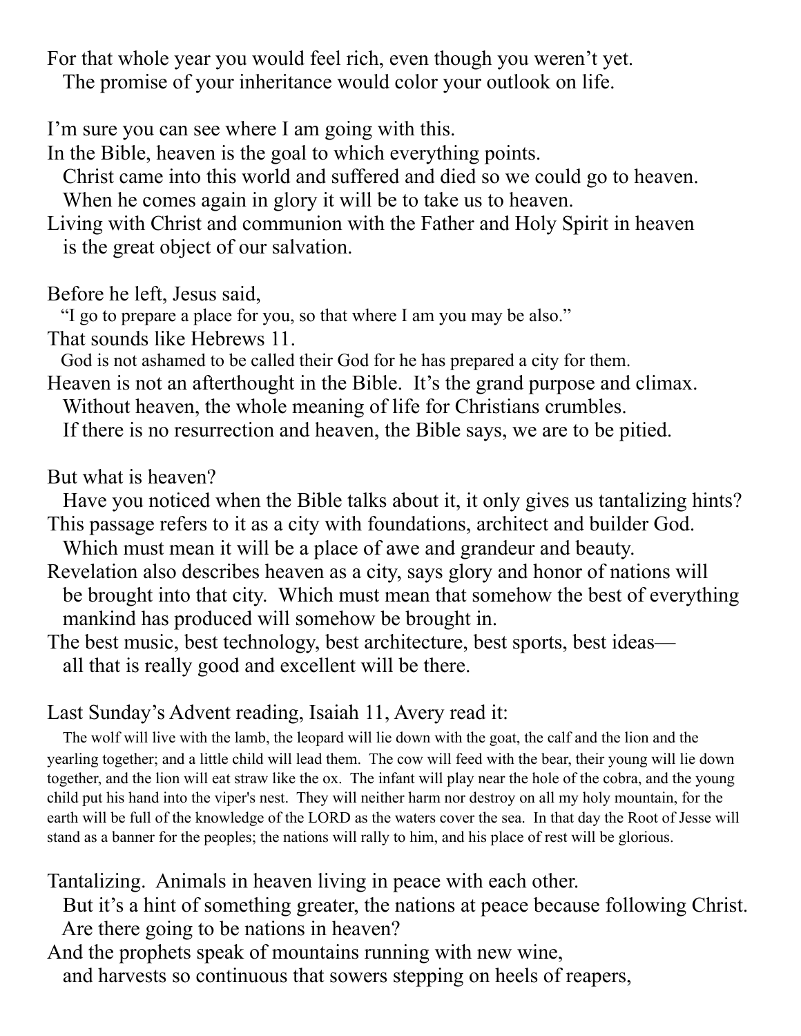For that whole year you would feel rich, even though you weren't yet.
   The promise of your inheritance would color your outlook on life.

I'm sure you can see where I am going with this.
In the Bible, heaven is the goal to which everything points.
   Christ came into this world and suffered and died so we could go to heaven.
   When he comes again in glory it will be to take us to heaven.
Living with Christ and communion with the Father and Holy Spirit in heaven
   is the great object of our salvation.

Before he left, Jesus said,
   "I go to prepare a place for you, so that where I am you may be also."
That sounds like Hebrews 11.
   God is not ashamed to be called their God for he has prepared a city for them.
Heaven is not an afterthought in the Bible.  It's the grand purpose and climax.
   Without heaven, the whole meaning of life for Christians crumbles.
   If there is no resurrection and heaven, the Bible says, we are to be pitied.

But what is heaven?
   Have you noticed when the Bible talks about it, it only gives us tantalizing hints?
This passage refers to it as a city with foundations, architect and builder God.
   Which must mean it will be a place of awe and grandeur and beauty.
Revelation also describes heaven as a city, says glory and honor of nations will
   be brought into that city.  Which must mean that somehow the best of everything
   mankind has produced will somehow be brought in.
The best music, best technology, best architecture, best sports, best ideas—
   all that is really good and excellent will be there.

Last Sunday's Advent reading, Isaiah 11, Avery read it:

The wolf will live with the lamb, the leopard will lie down with the goat, the calf and the lion and the yearling together; and a little child will lead them. The cow will feed with the bear, their young will lie down together, and the lion will eat straw like the ox. The infant will play near the hole of the cobra, and the young child put his hand into the viper's nest. They will neither harm nor destroy on all my holy mountain, for the earth will be full of the knowledge of the LORD as the waters cover the sea. In that day the Root of Jesse will stand as a banner for the peoples; the nations will rally to him, and his place of rest will be glorious.

Tantalizing.  Animals in heaven living in peace with each other.
   But it's a hint of something greater, the nations at peace because following Christ.
   Are there going to be nations in heaven?
And the prophets speak of mountains running with new wine,
   and harvests so continuous that sowers stepping on heels of reapers,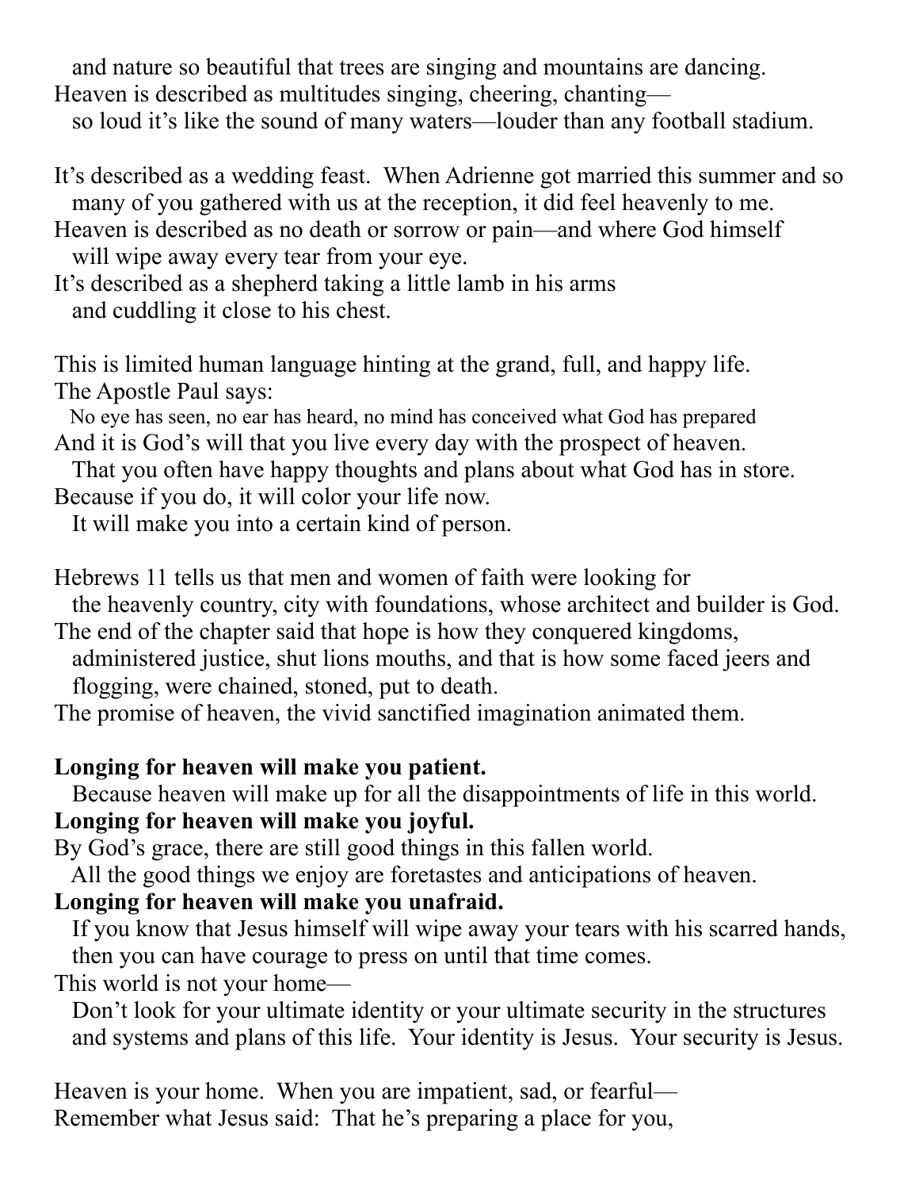and nature so beautiful that trees are singing and mountains are dancing.
Heaven is described as multitudes singing, cheering, chanting—
so loud it's like the sound of many waters—louder than any football stadium.

It's described as a wedding feast. When Adrienne got married this summer and so many of you gathered with us at the reception, it did feel heavenly to me.
Heaven is described as no death or sorrow or pain—and where God himself will wipe away every tear from your eye.
It's described as a shepherd taking a little lamb in his arms and cuddling it close to his chest.

This is limited human language hinting at the grand, full, and happy life.
The Apostle Paul says:
No eye has seen, no ear has heard, no mind has conceived what God has prepared
And it is God's will that you live every day with the prospect of heaven.
That you often have happy thoughts and plans about what God has in store.
Because if you do, it will color your life now.
It will make you into a certain kind of person.

Hebrews 11 tells us that men and women of faith were looking for the heavenly country, city with foundations, whose architect and builder is God.
The end of the chapter said that hope is how they conquered kingdoms, administered justice, shut lions mouths, and that is how some faced jeers and flogging, were chained, stoned, put to death.
The promise of heaven, the vivid sanctified imagination animated them.

**Longing for heaven will make you patient.**
Because heaven will make up for all the disappointments of life in this world.
**Longing for heaven will make you joyful.**
By God's grace, there are still good things in this fallen world.
All the good things we enjoy are foretastes and anticipations of heaven.
**Longing for heaven will make you unafraid.**
If you know that Jesus himself will wipe away your tears with his scarred hands, then you can have courage to press on until that time comes.
This world is not your home—
Don't look for your ultimate identity or your ultimate security in the structures and systems and plans of this life. Your identity is Jesus. Your security is Jesus.

Heaven is your home. When you are impatient, sad, or fearful—
Remember what Jesus said: That he's preparing a place for you,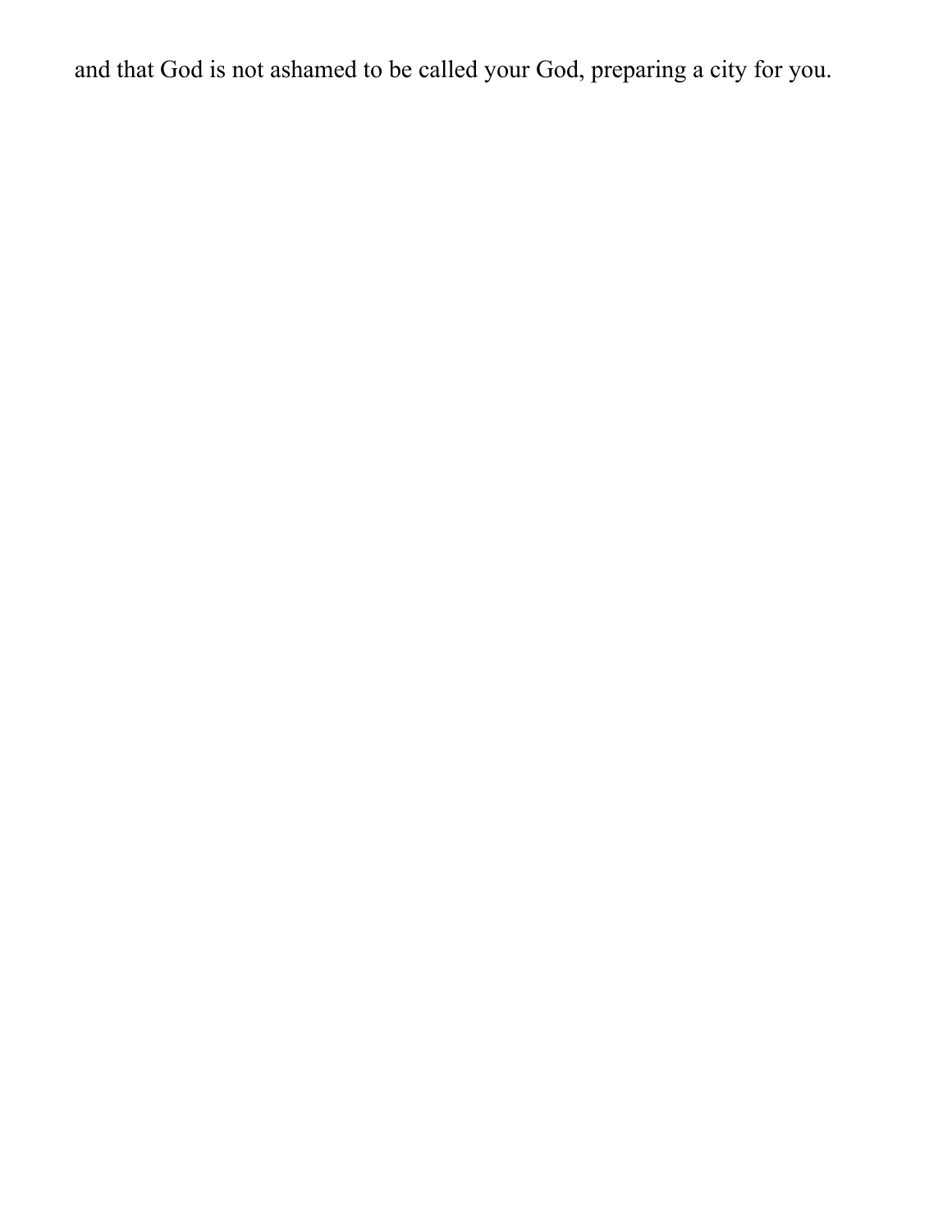and that God is not ashamed to be called your God, preparing a city for you.